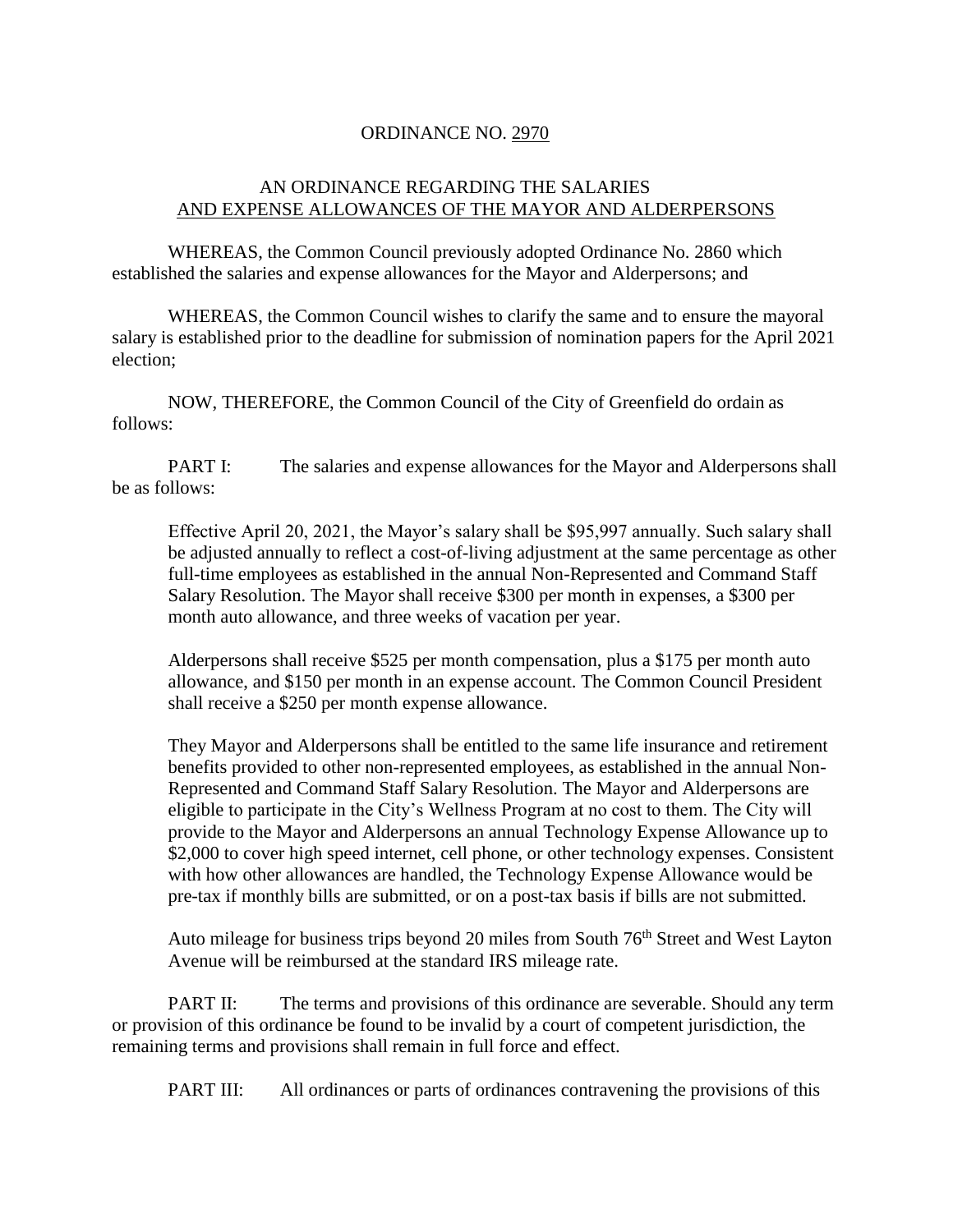# ORDINANCE NO. 2970

## AN ORDINANCE REGARDING THE SALARIES AND EXPENSE ALLOWANCES OF THE MAYOR AND ALDERPERSONS

WHEREAS, the Common Council previously adopted Ordinance No. 2860 which established the salaries and expense allowances for the Mayor and Alderpersons; and

WHEREAS, the Common Council wishes to clarify the same and to ensure the mayoral salary is established prior to the deadline for submission of nomination papers for the April 2021 election;

NOW, THEREFORE, the Common Council of the City of Greenfield do ordain as follows:

PART I: The salaries and expense allowances for the Mayor and Alderpersons shall be as follows:

> Effective April 20, 2021, the Mayor's salary shall be $95,997 annually. Such salary shall be adjusted annually to reflect a cost-of-living adjustment at the same percentage as other full-time employees as established in the annual Non-Represented and Command Staff Salary Resolution. The Mayor shall receive $300 per month in expenses, a $300 per month auto allowance, and three weeks of vacation per year.
>
> Alderpersons shall receive $525 per month compensation, plus a $175 per month auto allowance, and $150 per month in an expense account. The Common Council President shall receive a $250 per month expense allowance.
>
> They Mayor and Alderpersons shall be entitled to the same life insurance and retirement benefits provided to other non-represented employees, as established in the annual Non-Represented and Command Staff Salary Resolution. The Mayor and Alderpersons are eligible to participate in the City's Wellness Program at no cost to them. The City will provide to the Mayor and Alderpersons an annual Technology Expense Allowance up to $2,000 to cover high speed internet, cell phone, or other technology expenses. Consistent with how other allowances are handled, the Technology Expense Allowance would be pre-tax if monthly bills are submitted, or on a post-tax basis if bills are not submitted.
>
> Auto mileage for business trips beyond 20 miles from South 76th Street and West Layton Avenue will be reimbursed at the standard IRS mileage rate.

PART II: The terms and provisions of this ordinance are severable. Should any term or provision of this ordinance be found to be invalid by a court of competent jurisdiction, the remaining terms and provisions shall remain in full force and effect.

PART III: All ordinances or parts of ordinances contravening the provisions of this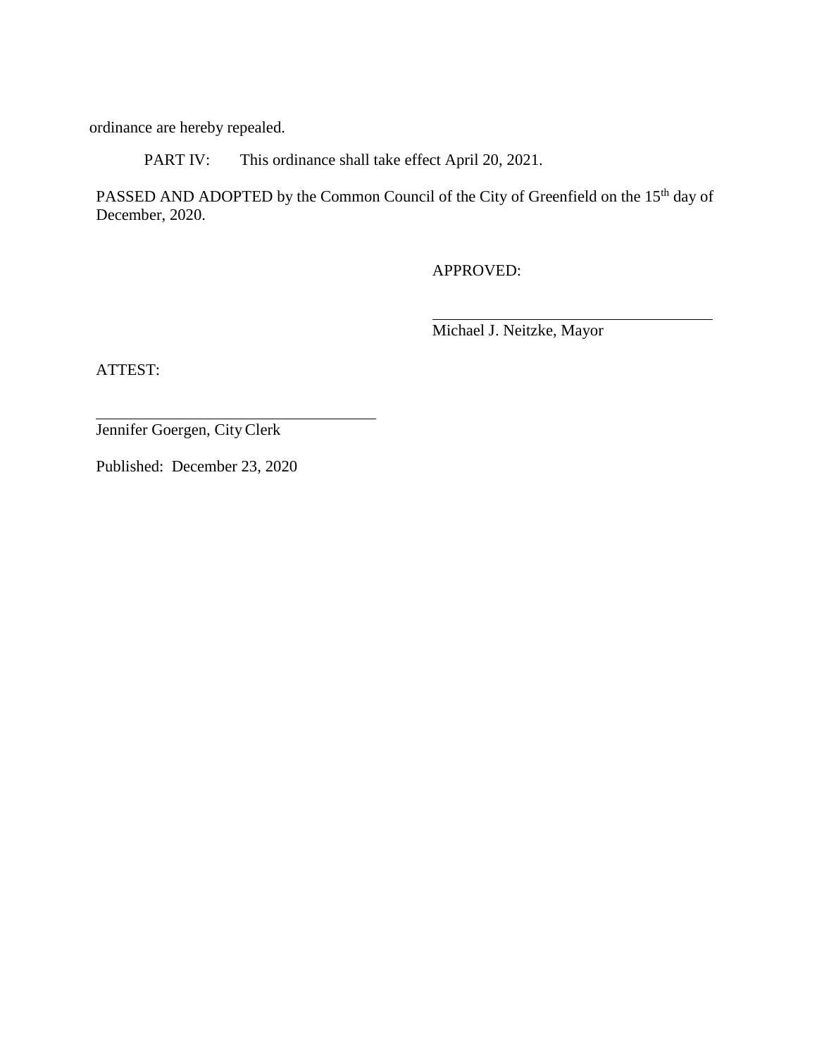ordinance are hereby repealed.

PART IV: This ordinance shall take effect April 20, 2021.

PASSED AND ADOPTED by the Common Council of the City of Greenfield on the 15th day of December, 2020.

APPROVED:

\_\_\_\_\_\_\_\_\_\_\_\_\_\_\_\_\_\_\_\_\_\_\_\_\_\_\_\_\_\_\_\_\_\_\_\_

Michael J. Neitzke, Mayor

ATTEST:

\_\_\_\_\_\_\_\_\_\_\_\_\_\_\_\_\_\_\_\_\_\_\_\_\_\_\_\_\_\_\_\_\_\_\_\_

Jennifer Goergen, City Clerk

Published: December 23, 2020